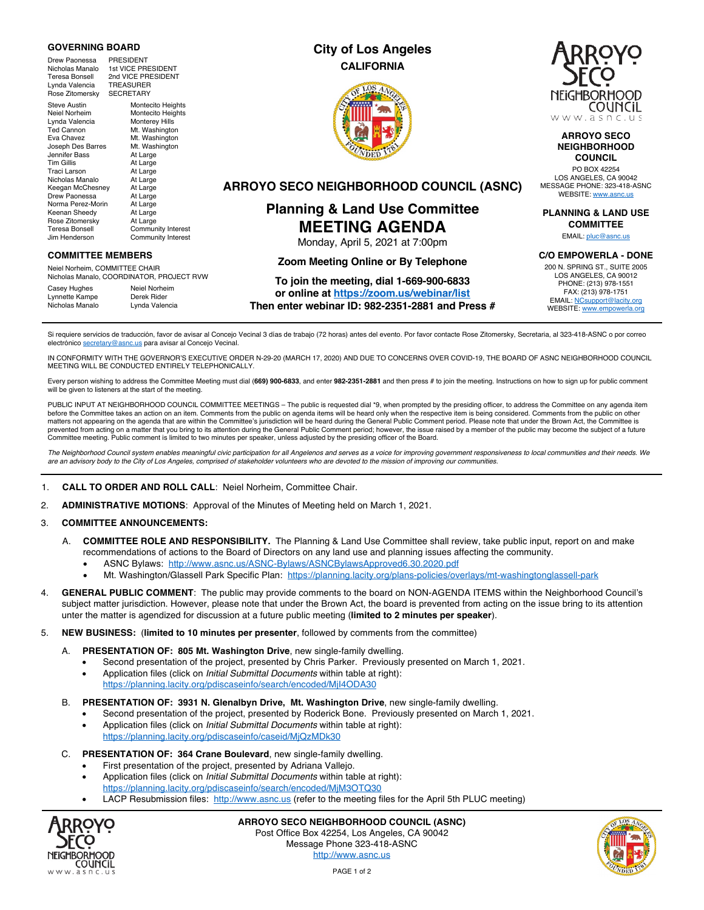## GOVERNING BOARD

| | |
|---|---|
| Drew Paonessa | PRESIDENT |
| Nicholas Manalo | 1st VICE PRESIDENT |
| Teresa Bonsell | 2nd VICE PRESIDENT |
| Lynda Valencia | TREASURER |
| Rose Zitomersky | SECRETARY |

| | |
|---|---|
| Steve Austin | Montecito Heights |
| Neiel Norheim | Montecito Heights |
| Lynda Valencia | Monterey Hills |
| Ted Cannon | Mt. Washington |
| Eva Chavez | Mt. Washington |
| Joseph Des Barres | Mt. Washington |
| Jennifer Bass | At Large |
| Tim Gillis | At Large |
| Traci Larson | At Large |
| Nicholas Manalo | At Large |
| Keegan McChesney | At Large |
| Drew Paonessa | At Large |
| Norma Perez-Morin | At Large |
| Keenan Sheedy | At Large |
| Rose Zitomersky | At Large |
| Teresa Bonsell | Community Interest |
| Jim Henderson | Community Interest |

## COMMITTEE MEMBERS

Neiel Norheim, COMMITTEE CHAIR
Nicholas Manalo, COORDINATOR, PROJECT RVW

| | |
|---|---|
| Casey Hughes | Neiel Norheim |
| Lynnette Kampe | Derek Rider |
| Nicholas Manalo | Lynda Valencia |

# City of Los Angeles
**CALIFORNIA**

# ARROYO SECO NEIGHBORHOOD COUNCIL (ASNC)

# Planning & Land Use Committee
# MEETING AGENDA

Monday, April 5, 2021 at 7:00pm

**Zoom Meeting Online or By Telephone**

**To join the meeting, dial 1-669-900-6833**
**or online at https://zoom.us/webinar/list**
**Then enter webinar ID: 982-2351-2881 and Press #**

**ARROYO SECO NEIGHBORHOOD COUNCIL**
PO BOX 42254
LOS ANGELES, CA 90042
MESSAGE PHONE: 323-418-ASNC
WEBSITE: www.asnc.us

**PLANNING & LAND USE COMMITTEE**
EMAIL: pluc@asnc.us

**C/O EMPOWERLA - DONE**
200 N. SPRING ST., SUITE 2005
LOS ANGELES, CA 90012
PHONE: (213) 978-1551
FAX: (213) 978-1751
EMAIL: NCsupport@lacity.org
WEBSITE: www.empowerla.org

Si requiere servicios de traducción, favor de avisar al Concejo Vecinal 3 días de trabajo (72 horas) antes del evento. Por favor contacte Rose Zitomersky, Secretaria, al 323-418-ASNC o por correo electrónico secretary@asnc.us para avisar al Concejo Vecinal.

IN CONFORMITY WITH THE GOVERNOR'S EXECUTIVE ORDER N-29-20 (MARCH 17, 2020) AND DUE TO CONCERNS OVER COVID-19, THE BOARD OF ASNC NEIGHBORHOOD COUNCIL MEETING WILL BE CONDUCTED ENTIRELY TELEPHONICALLY.

Every person wishing to address the Committee Meeting must dial **(669) 900-6833**, and enter **982-2351-2881** and then press # to join the meeting. Instructions on how to sign up for public comment will be given to listeners at the start of the meeting.

PUBLIC INPUT AT NEIGHBORHOOD COUNCIL COMMITTEE MEETINGS – The public is requested dial *9, when prompted by the presiding officer, to address the Committee on any agenda item before the Committee takes an action on an item. Comments from the public on agenda items will be heard only when the respective item is being considered. Comments from the public on other matters not appearing on the agenda that are within the Committee's jurisdiction will be heard during the General Public Comment period. Please note that under the Brown Act, the Committee is prevented from acting on a matter that you bring to its attention during the General Public Comment period; however, the issue raised by a member of the public may become the subject of a future Committee meeting. Public comment is limited to two minutes per speaker, unless adjusted by the presiding officer of the Board.

*The Neighborhood Council system enables meaningful civic participation for all Angelenos and serves as a voice for improving government responsiveness to local communities and their needs. We are an advisory body to the City of Los Angeles, comprised of stakeholder volunteers who are devoted to the mission of improving our communities.*

1. **CALL TO ORDER AND ROLL CALL**: Neiel Norheim, Committee Chair.
2. **ADMINISTRATIVE MOTIONS**: Approval of the Minutes of Meeting held on March 1, 2021.
3. **COMMITTEE ANNOUNCEMENTS:**
   A. **COMMITTEE ROLE AND RESPONSIBILITY.** The Planning & Land Use Committee shall review, take public input, report on and make recommendations of actions to the Board of Directors on any land use and planning issues affecting the community.
      - ASNC Bylaws: http://www.asnc.us/ASNC-Bylaws/ASNCBylawsApproved6.30.2020.pdf
      - Mt. Washington/Glassell Park Specific Plan: https://planning.lacity.org/plans-policies/overlays/mt-washingtonglassell-park
4. **GENERAL PUBLIC COMMENT**: The public may provide comments to the board on NON-AGENDA ITEMS within the Neighborhood Council's subject matter jurisdiction. However, please note that under the Brown Act, the board is prevented from acting on the issue bring to its attention unter the matter is agendized for discussion at a future public meeting (**limited to 2 minutes per speaker**).
5. **NEW BUSINESS:** (**limited to 10 minutes per presenter**, followed by comments from the committee)
   A. **PRESENTATION OF: 805 Mt. Washington Drive**, new single-family dwelling.
      - Second presentation of the project, presented by Chris Parker. Previously presented on March 1, 2021.
      - Application files (click on *Initial Submittal Documents* within table at right): https://planning.lacity.org/pdiscaseinfo/search/encoded/MjI4ODA30
   
   B. **PRESENTATION OF: 3931 N. Glenalbyn Drive, Mt. Washington Drive**, new single-family dwelling.
      - Second presentation of the project, presented by Roderick Bone. Previously presented on March 1, 2021.
      - Application files (click on *Initial Submittal Documents* within table at right): https://planning.lacity.org/pdiscaseinfo/caseid/MjQzMDk30
   
   C. **PRESENTATION OF: 364 Crane Boulevard**, new single-family dwelling.
      - First presentation of the project, presented by Adriana Vallejo.
      - Application files (click on *Initial Submittal Documents* within table at right): https://planning.lacity.org/pdiscaseinfo/search/encoded/MjM3OTQ30
      - LACP Resubmission files: http://www.asnc.us (refer to the meeting files for the April 5th PLUC meeting)

**ARROYO SECO NEIGHBORHOOD COUNCIL (ASNC)**
Post Office Box 42254, Los Angeles, CA 90042
Message Phone 323-418-ASNC
http://www.asnc.us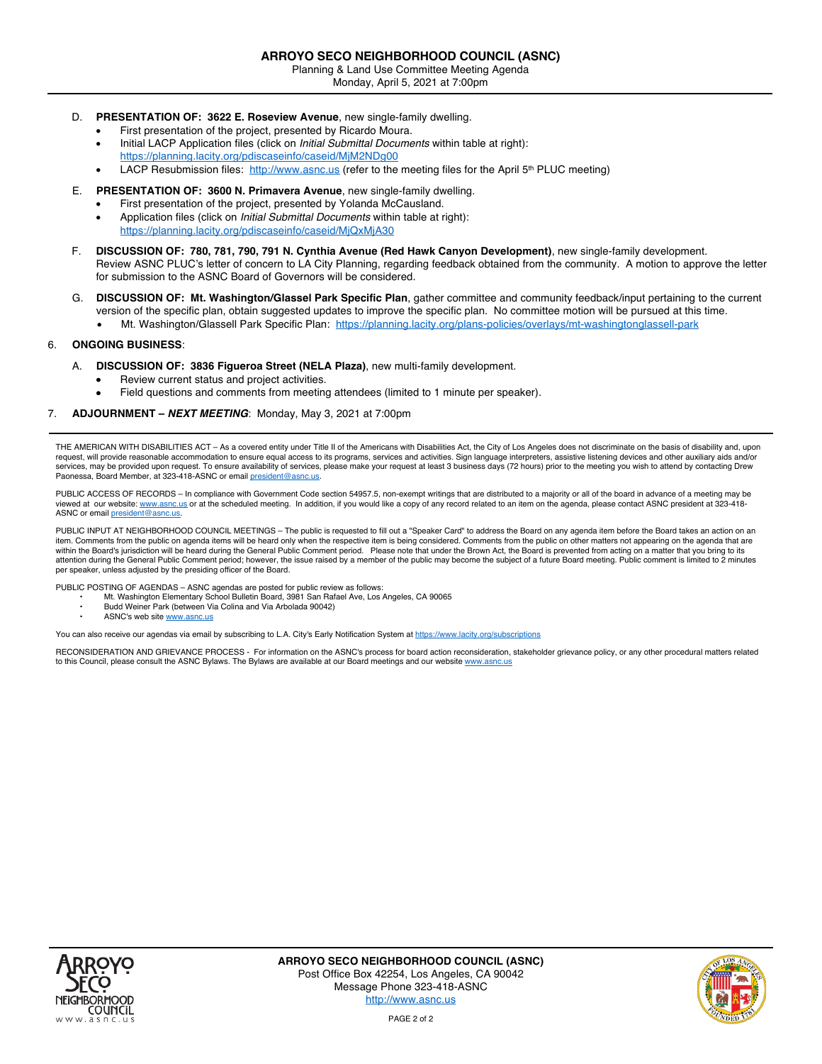D. **PRESENTATION OF: 3622 E. Roseview Avenue**, new single-family dwelling.
   - First presentation of the project, presented by Ricardo Moura.
   - Initial LACP Application files (click on *Initial Submittal Documents* within table at right): https://planning.lacity.org/pdiscaseinfo/caseid/MjM2NDg00
   - LACP Resubmission files: http://www.asnc.us (refer to the meeting files for the April 5th PLUC meeting)

E. **PRESENTATION OF: 3600 N. Primavera Avenue**, new single-family dwelling.
   - First presentation of the project, presented by Yolanda McCausland.
   - Application files (click on *Initial Submittal Documents* within table at right): https://planning.lacity.org/pdiscaseinfo/caseid/MjQxMjA30

F. **DISCUSSION OF: 780, 781, 790, 791 N. Cynthia Avenue (Red Hawk Canyon Development)**, new single-family development. Review ASNC PLUC's letter of concern to LA City Planning, regarding feedback obtained from the community. A motion to approve the letter for submission to the ASNC Board of Governors will be considered.

G. **DISCUSSION OF: Mt. Washington/Glassel Park Specific Plan**, gather committee and community feedback/input pertaining to the current version of the specific plan, obtain suggested updates to improve the specific plan. No committee motion will be pursued at this time.
   - Mt. Washington/Glassell Park Specific Plan: https://planning.lacity.org/plans-policies/overlays/mt-washingtonglassell-park

6. **ONGOING BUSINESS**:

A. **DISCUSSION OF: 3836 Figueroa Street (NELA Plaza)**, new multi-family development.
   - Review current status and project activities.
   - Field questions and comments from meeting attendees (limited to 1 minute per speaker).

7. **ADJOURNMENT – *NEXT MEETING***: Monday, May 3, 2021 at 7:00pm

---

THE AMERICAN WITH DISABILITIES ACT – As a covered entity under Title II of the Americans with Disabilities Act, the City of Los Angeles does not discriminate on the basis of disability and, upon request, will provide reasonable accommodation to ensure equal access to its programs, services and activities. Sign language interpreters, assistive listening devices and other auxiliary aids and/or services, may be provided upon request. To ensure availability of services, please make your request at least 3 business days (72 hours) prior to the meeting you wish to attend by contacting Drew Paonessa, Board Member, at 323-418-ASNC or email president@asnc.us.

PUBLIC ACCESS OF RECORDS – In compliance with Government Code section 54957.5, non-exempt writings that are distributed to a majority or all of the board in advance of a meeting may be viewed at our website: www.asnc.us or at the scheduled meeting. In addition, if you would like a copy of any record related to an item on the agenda, please contact ASNC president at 323-418-ASNC or email president@asnc.us.

PUBLIC INPUT AT NEIGHBORHOOD COUNCIL MEETINGS – The public is requested to fill out a "Speaker Card" to address the Board on any agenda item before the Board takes an action on an item. Comments from the public on agenda items will be heard only when the respective item is being considered. Comments from the public on other matters not appearing on the agenda that are within the Board's jurisdiction will be heard during the General Public Comment period. Please note that under the Brown Act, the Board is prevented from acting on a matter that you bring to its attention during the General Public Comment period; however, the issue raised by a member of the public may become the subject of a future Board meeting. Public comment is limited to 2 minutes per speaker, unless adjusted by the presiding officer of the Board.

PUBLIC POSTING OF AGENDAS – ASNC agendas are posted for public review as follows:
- Mt. Washington Elementary School Bulletin Board, 3981 San Rafael Ave, Los Angeles, CA 90065
- Budd Weiner Park (between Via Colina and Via Arbolada 90042)
- ASNC's web site www.asnc.us

You can also receive our agendas via email by subscribing to L.A. City's Early Notification System at https://www.lacity.org/subscriptions

RECONSIDERATION AND GRIEVANCE PROCESS - For information on the ASNC's process for board action reconsideration, stakeholder grievance policy, or any other procedural matters related to this Council, please consult the ASNC Bylaws. The Bylaws are available at our Board meetings and our website www.asnc.us

**ARROYO SECO NEIGHBORHOOD COUNCIL (ASNC)**
Post Office Box 42254, Los Angeles, CA 90042
Message Phone 323-418-ASNC
http://www.asnc.us